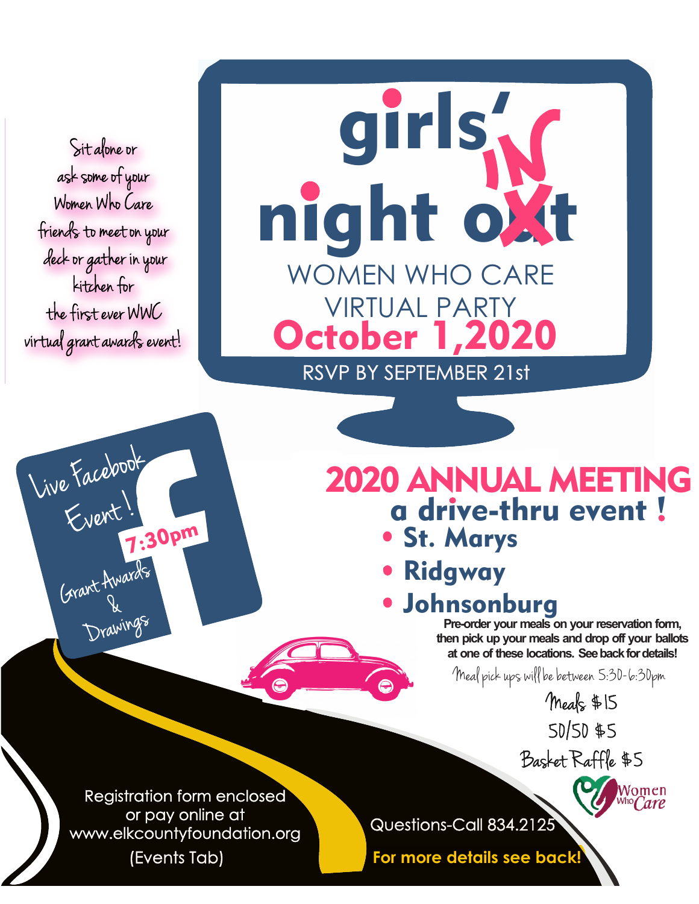Sit alone or ask some of your Women Who Care friends to meet on your deck or gather in your kitchen for the first ever WWC virtual grant awards event!

# girls' night ~~out~~ IN

## WOMEN WHO CARE VIRTUAL PARTY

## October 1,2020

RSVP BY SEPTEMBER 21st

Live Facebook Event!

**7:30pm**

Grant Awards & Drawings

# 2020 ANNUAL MEETING

## a drive-thru event !

- **St. Marys**
- **Ridgway**
- **Johnsonburg**

**Pre-order your meals on your reservation form, then pick up your meals and drop off your ballots at one of these locations. See back for details!**

Meal pick ups will be between 5:30-6:30pm

Meals $15

50/50 $5

Basket Raffle $5

Women Who Care

Registration form enclosed or pay online at www.elkcountyfoundation.org (Events Tab)

Questions-Call 834.2125

**For more details see back!**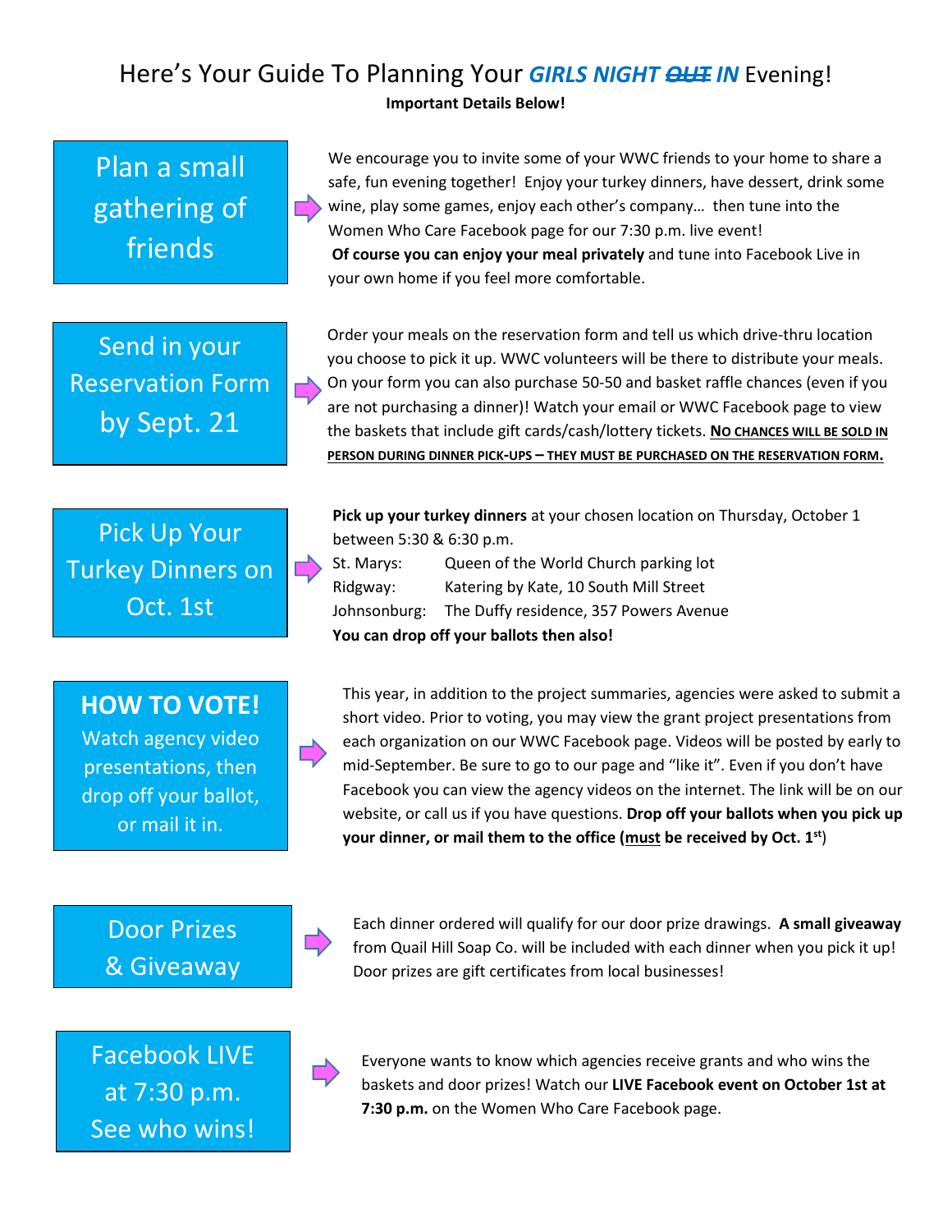# Here's Your Guide To Planning Your ***GIRLS NIGHT ~~OUT~~ IN*** Evening!

**Important Details Below!**

## Plan a small gathering of friends

We encourage you to invite some of your WWC friends to your home to share a safe, fun evening together! Enjoy your turkey dinners, have dessert, drink some wine, play some games, enjoy each other's company… then tune into the Women Who Care Facebook page for our 7:30 p.m. live event!
**Of course you can enjoy your meal privately** and tune into Facebook Live in your own home if you feel more comfortable.

## Send in your Reservation Form by Sept. 21

Order your meals on the reservation form and tell us which drive-thru location you choose to pick it up. WWC volunteers will be there to distribute your meals. On your form you can also purchase 50-50 and basket raffle chances (even if you are not purchasing a dinner)! Watch your email or WWC Facebook page to view the baskets that include gift cards/cash/lottery tickets. **NO CHANCES WILL BE SOLD IN PERSON DURING DINNER PICK-UPS – THEY MUST BE PURCHASED ON THE RESERVATION FORM.**

## Pick Up Your Turkey Dinners on Oct. 1st

**Pick up your turkey dinners** at your chosen location on Thursday, October 1 between 5:30 & 6:30 p.m.

| | |
|---|---|
| St. Marys: | Queen of the World Church parking lot |
| Ridgway: | Katering by Kate, 10 South Mill Street |
| Johnsonburg: | The Duffy residence, 357 Powers Avenue |

**You can drop off your ballots then also!**

## HOW TO VOTE!

Watch agency video presentations, then drop off your ballot, or mail it in.

This year, in addition to the project summaries, agencies were asked to submit a short video. Prior to voting, you may view the grant project presentations from each organization on our WWC Facebook page. Videos will be posted by early to mid-September. Be sure to go to our page and "like it". Even if you don't have Facebook you can view the agency videos on the internet. The link will be on our website, or call us if you have questions. **Drop off your ballots when you pick up your dinner, or mail them to the office (must be received by Oct. 1st)**

## Door Prizes & Giveaway

Each dinner ordered will qualify for our door prize drawings. **A small giveaway** from Quail Hill Soap Co. will be included with each dinner when you pick it up! Door prizes are gift certificates from local businesses!

## Facebook LIVE at 7:30 p.m. See who wins!

Everyone wants to know which agencies receive grants and who wins the baskets and door prizes! Watch our **LIVE Facebook event on October 1st at 7:30 p.m.** on the Women Who Care Facebook page.